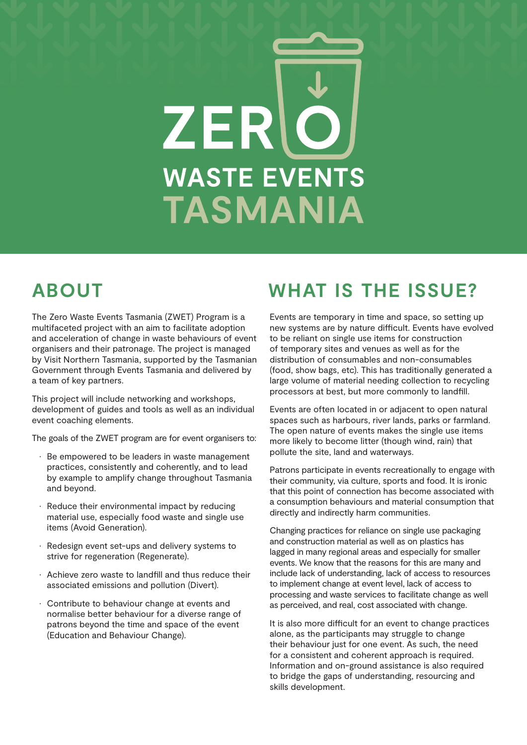# ZERO WASTE EVENTS TASMANIA

## ABOUT

The Zero Waste Events Tasmania (ZWET) Program is a multifaceted project with an aim to facilitate adoption and acceleration of change in waste behaviours of event organisers and their patronage. The project is managed by Visit Northern Tasmania, supported by the Tasmanian Government through Events Tasmania and delivered by a team of key partners.

This project will include networking and workshops, development of guides and tools as well as an individual event coaching elements.

The goals of the ZWET program are for event organisers to:

- Be empowered to be leaders in waste management practices, consistently and coherently, and to lead by example to amplify change throughout Tasmania and beyond.
- Reduce their environmental impact by reducing material use, especially food waste and single use items (Avoid Generation).
- Redesign event set-ups and delivery systems to strive for regeneration (Regenerate).
- Achieve zero waste to landfill and thus reduce their associated emissions and pollution (Divert).
- Contribute to behaviour change at events and normalise better behaviour for a diverse range of patrons beyond the time and space of the event (Education and Behaviour Change).

## WHAT IS THE ISSUE?

Events are temporary in time and space, so setting up new systems are by nature difficult. Events have evolved to be reliant on single use items for construction of temporary sites and venues as well as for the distribution of consumables and non-consumables (food, show bags, etc). This has traditionally generated a large volume of material needing collection to recycling processors at best, but more commonly to landfill.

Events are often located in or adjacent to open natural spaces such as harbours, river lands, parks or farmland. The open nature of events makes the single use items more likely to become litter (though wind, rain) that pollute the site, land and waterways.

Patrons participate in events recreationally to engage with their community, via culture, sports and food. It is ironic that this point of connection has become associated with a consumption behaviours and material consumption that directly and indirectly harm communities.

Changing practices for reliance on single use packaging and construction material as well as on plastics has lagged in many regional areas and especially for smaller events. We know that the reasons for this are many and include lack of understanding, lack of access to resources to implement change at event level, lack of access to processing and waste services to facilitate change as well as perceived, and real, cost associated with change.

It is also more difficult for an event to change practices alone, as the participants may struggle to change their behaviour just for one event. As such, the need for a consistent and coherent approach is required. Information and on-ground assistance is also required to bridge the gaps of understanding, resourcing and skills development.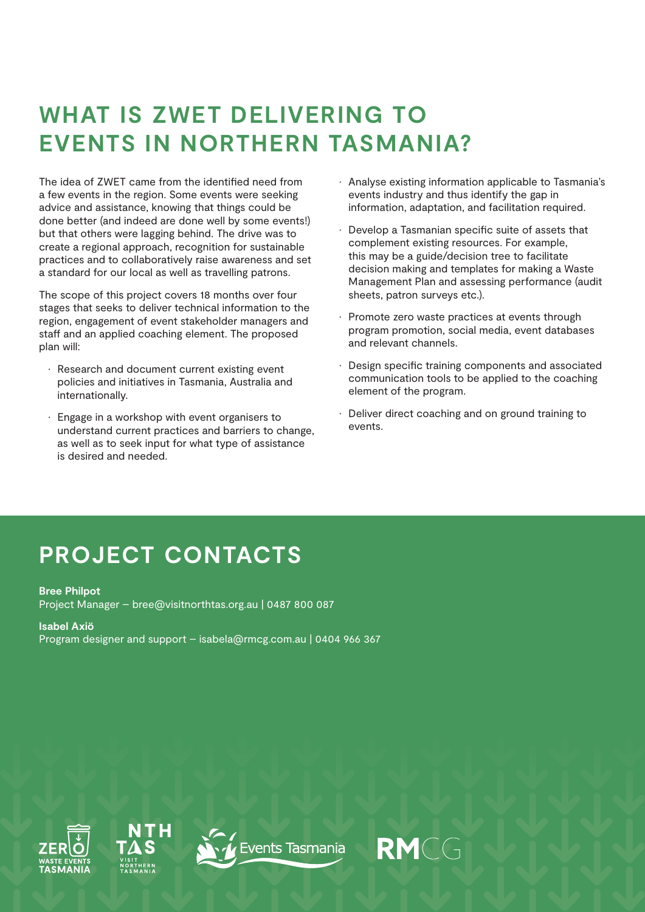# WHAT IS ZWET DELIVERING TO EVENTS IN NORTHERN TASMANIA?

The idea of ZWET came from the identified need from a few events in the region. Some events were seeking advice and assistance, knowing that things could be done better (and indeed are done well by some events!) but that others were lagging behind. The drive was to create a regional approach, recognition for sustainable practices and to collaboratively raise awareness and set a standard for our local as well as travelling patrons.

The scope of this project covers 18 months over four stages that seeks to deliver technical information to the region, engagement of event stakeholder managers and staff and an applied coaching element. The proposed plan will:

- Research and document current existing event policies and initiatives in Tasmania, Australia and internationally.
- Engage in a workshop with event organisers to understand current practices and barriers to change, as well as to seek input for what type of assistance is desired and needed.
- Analyse existing information applicable to Tasmania's events industry and thus identify the gap in information, adaptation, and facilitation required.
- Develop a Tasmanian specific suite of assets that complement existing resources. For example, this may be a guide/decision tree to facilitate decision making and templates for making a Waste Management Plan and assessing performance (audit sheets, patron surveys etc.).
- Promote zero waste practices at events through program promotion, social media, event databases and relevant channels.
- Design specific training components and associated communication tools to be applied to the coaching element of the program.
- Deliver direct coaching and on ground training to events.

# PROJECT CONTACTS

**Bree Philpot**
Project Manager – bree@visitnorthtas.org.au | 0487 800 087

**Isabel Axiö**
Program designer and support – isabela@rmcg.com.au | 0404 966 367

ZERO WASTE EVENTS TASMANIA

NTH TAS VISIT NORTHERN TASMANIA

Events Tasmania

RMCG